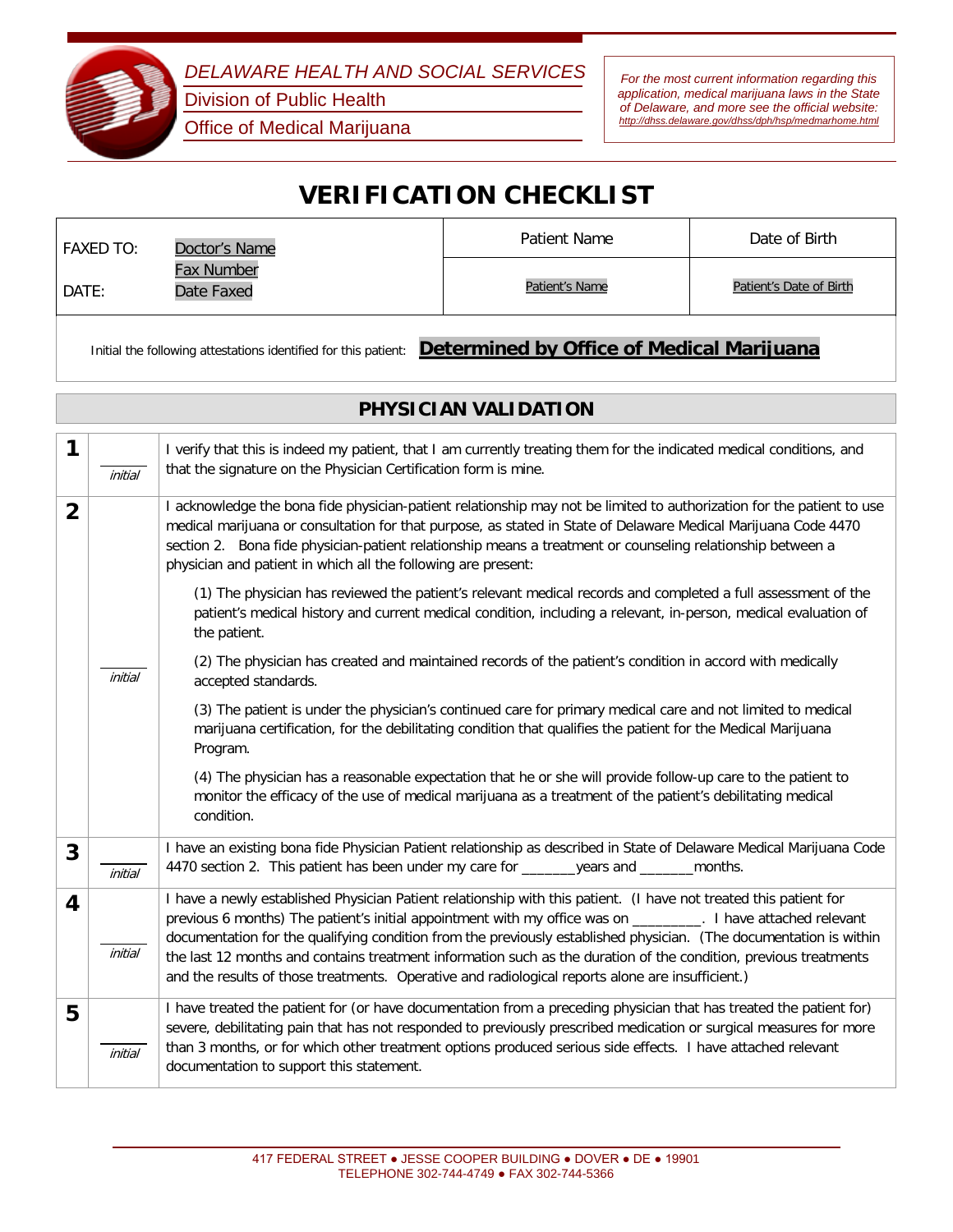DELAWARE HEALTH AND SOCIAL SERVICES

Division of Public Health

Office of Medical Marijuana

*For the most current information regarding this application, medical marijuana laws in the State of Delaware, and more see the official website: http://dhss.delaware.gov/dhss/dph/hsp/medmarhome.html*

# VERIFICATION CHECKLIST

| | | | |
|---|---|---|---|
| FAXED TO: | Doctor's Name<br>Fax Number | Patient Name | Date of Birth |
| DATE: | Date Faxed | Patient's Name | Patient's Date of Birth |

Initial the following attestations identified for this patient: **Determined by Office of Medical Marijuana**

## PHYSICIAN VALIDATION

| | | |
|---|---|---|
| **1** | _____ *initial* | I verify that this is indeed my patient, that I am currently treating them for the indicated medical conditions, and that the signature on the Physician Certification form is mine. |
| **2** | _____ *initial* | I acknowledge the bona fide physician-patient relationship may not be limited to authorization for the patient to use medical marijuana or consultation for that purpose, as stated in State of Delaware Medical Marijuana Code 4470 section 2. Bona fide physician-patient relationship means a treatment or counseling relationship between a physician and patient in which all the following are present:<br><br>(1) The physician has reviewed the patient's relevant medical records and completed a full assessment of the patient's medical history and current medical condition, including a relevant, in-person, medical evaluation of the patient.<br><br>(2) The physician has created and maintained records of the patient's condition in accord with medically accepted standards.<br><br>(3) The patient is under the physician's continued care for primary medical care and not limited to medical marijuana certification, for the debilitating condition that qualifies the patient for the Medical Marijuana Program.<br><br>(4) The physician has a reasonable expectation that he or she will provide follow-up care to the patient to monitor the efficacy of the use of medical marijuana as a treatment of the patient's debilitating medical condition. |
| **3** | _____ *initial* | I have an existing bona fide Physician Patient relationship as described in State of Delaware Medical Marijuana Code 4470 section 2. This patient has been under my care for _______years and _______months. |
| **4** | _____ *initial* | I have a newly established Physician Patient relationship with this patient. (I have not treated this patient for previous 6 months) The patient's initial appointment with my office was on _________. I have attached relevant documentation for the qualifying condition from the previously established physician. (The documentation is within the last 12 months and contains treatment information such as the duration of the condition, previous treatments and the results of those treatments. Operative and radiological reports alone are insufficient.) |
| **5** | _____ *initial* | I have treated the patient for (or have documentation from a preceding physician that has treated the patient for) severe, debilitating pain that has not responded to previously prescribed medication or surgical measures for more than 3 months, or for which other treatment options produced serious side effects. I have attached relevant documentation to support this statement. |

417 FEDERAL STREET ● JESSE COOPER BUILDING ● DOVER ● DE ● 19901
TELEPHONE 302-744-4749 ● FAX 302-744-5366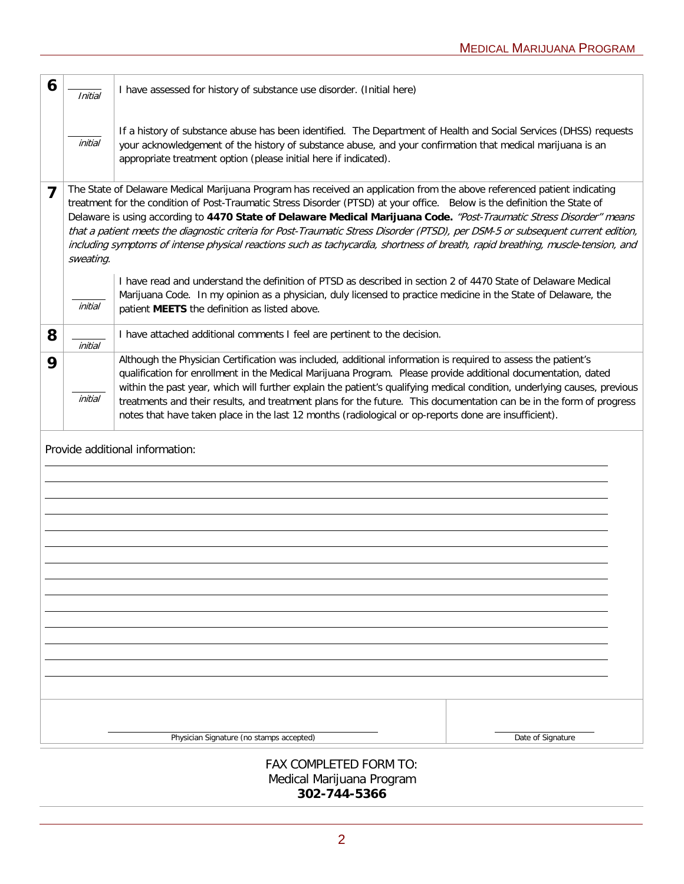| | | |
|---|---|---|
| **6** | ______ *Initial* | I have assessed for history of substance use disorder. (Initial here) |
| | ______ *initial* | If a history of substance abuse has been identified. The Department of Health and Social Services (DHSS) requests your acknowledgement of the history of substance abuse, and your confirmation that medical marijuana is an appropriate treatment option (please initial here if indicated). |
| **7** | The State of Delaware Medical Marijuana Program has received an application from the above referenced patient indicating treatment for the condition of Post-Traumatic Stress Disorder (PTSD) at your office. Below is the definition the State of Delaware is using according to **4470 State of Delaware Medical Marijuana Code.** *"Post-Traumatic Stress Disorder" means that a patient meets the diagnostic criteria for Post-Traumatic Stress Disorder (PTSD), per DSM-5 or subsequent current edition, including symptoms of intense physical reactions such as tachycardia, shortness of breath, rapid breathing, muscle-tension, and sweating.* | |
| | ______ *initial* | I have read and understand the definition of PTSD as described in section 2 of 4470 State of Delaware Medical Marijuana Code. In my opinion as a physician, duly licensed to practice medicine in the State of Delaware, the patient **MEETS** the definition as listed above. |
| **8** | ______ *initial* | I have attached additional comments I feel are pertinent to the decision. |
| **9** | ______ *initial* | Although the Physician Certification was included, additional information is required to assess the patient's qualification for enrollment in the Medical Marijuana Program. Please provide additional documentation, dated within the past year, which will further explain the patient's qualifying medical condition, underlying causes, previous treatments and their results, and treatment plans for the future. This documentation can be in the form of progress notes that have taken place in the last 12 months (radiological or op-reports done are insufficient). |

Provide additional information:

______________________________________________________________________

______________________________________________________________________

______________________________________________________________________

______________________________________________________________________

______________________________________________________________________

______________________________________________________________________

______________________________________________________________________

______________________________________________________________________

______________________________________________________________________

______________________________________________________________________

______________________________________________________________________

______________________________________________________________________

______________________________________________________________________

______________________________________________________________________

| | |
|---|---|
| ______________________________ Physician Signature (no stamps accepted) | ______________ Date of Signature |

FAX COMPLETED FORM TO:
Medical Marijuana Program
**302-744-5366**